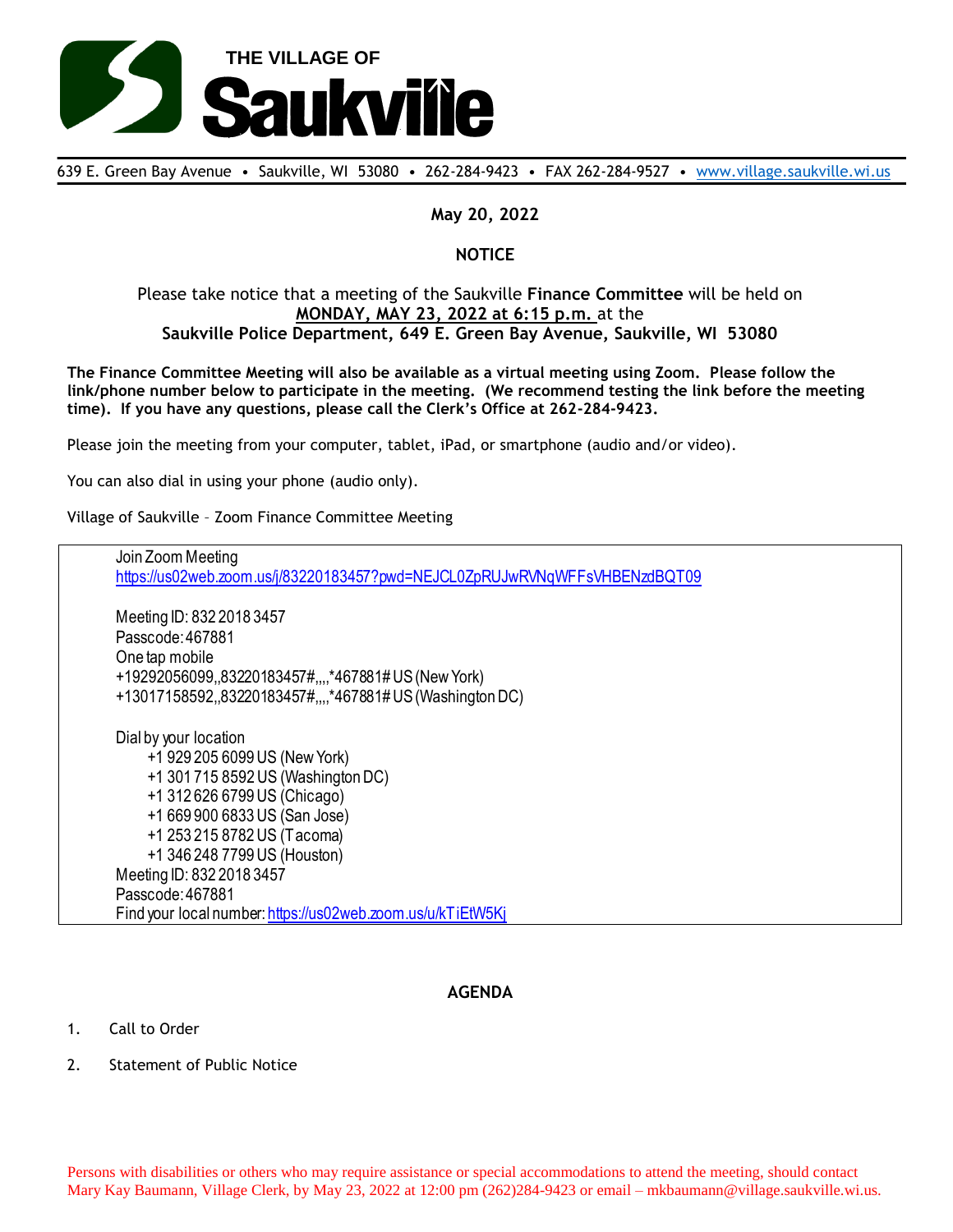# THE VILLAGE OF Saukville

639 E. Green Bay Avenue • Saukville, WI 53080 • 262-284-9423 • FAX 262-284-9527 • www.village.saukville.wi.us

**May 20, 2022**

**NOTICE**

Please take notice that a meeting of the Saukville **Finance Committee** will be held on **MONDAY, MAY 23, 2022 at 6:15 p.m.** at the **Saukville Police Department, 649 E. Green Bay Avenue, Saukville, WI 53080**

**The Finance Committee Meeting will also be available as a virtual meeting using Zoom. Please follow the link/phone number below to participate in the meeting. (We recommend testing the link before the meeting time). If you have any questions, please call the Clerk's Office at 262-284-9423.**

Please join the meeting from your computer, tablet, iPad, or smartphone (audio and/or video).

You can also dial in using your phone (audio only).

Village of Saukville – Zoom Finance Committee Meeting

Join Zoom Meeting
https://us02web.zoom.us/j/83220183457?pwd=NEJCL0ZpRUJwRVNqWFFsVHBENzdBQT09

Meeting ID: 832 2018 3457
Passcode: 467881
One tap mobile
+19292056099,,83220183457#,,,,*467881# US (New York)
+13017158592,,83220183457#,,,,*467881# US (Washington DC)

Dial by your location
- +1 929 205 6099 US (New York)
- +1 301 715 8592 US (Washington DC)
- +1 312 626 6799 US (Chicago)
- +1 669 900 6833 US (San Jose)
- +1 253 215 8782 US (Tacoma)
- +1 346 248 7799 US (Houston)

Meeting ID: 832 2018 3457
Passcode: 467881
Find your local number: https://us02web.zoom.us/u/kTiEtW5Kj

**AGENDA**

1. Call to Order
2. Statement of Public Notice

Persons with disabilities or others who may require assistance or special accommodations to attend the meeting, should contact Mary Kay Baumann, Village Clerk, by May 23, 2022 at 12:00 pm (262)284-9423 or email – mkbaumann@village.saukville.wi.us.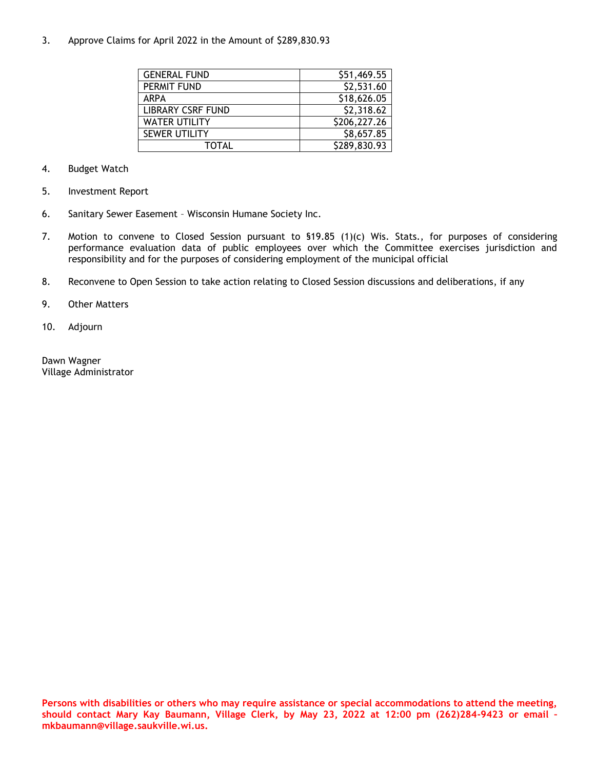3. Approve Claims for April 2022 in the Amount of $289,830.93

| | |
|---|---|
| GENERAL FUND | $51,469.55 |
| PERMIT FUND | $2,531.60 |
| ARPA | $18,626.05 |
| LIBRARY CSRF FUND | $2,318.62 |
| WATER UTILITY | $206,227.26 |
| SEWER UTILITY | $8,657.85 |
| TOTAL | $289,830.93 |

4. Budget Watch

5. Investment Report

6. Sanitary Sewer Easement – Wisconsin Humane Society Inc.

7. Motion to convene to Closed Session pursuant to §19.85 (1)(c) Wis. Stats., for purposes of considering performance evaluation data of public employees over which the Committee exercises jurisdiction and responsibility and for the purposes of considering employment of the municipal official

8. Reconvene to Open Session to take action relating to Closed Session discussions and deliberations, if any

9. Other Matters

10. Adjourn

Dawn Wagner
Village Administrator

**Persons with disabilities or others who may require assistance or special accommodations to attend the meeting, should contact Mary Kay Baumann, Village Clerk, by May 23, 2022 at 12:00 pm (262)284-9423 or email – mkbaumann@village.saukville.wi.us.**